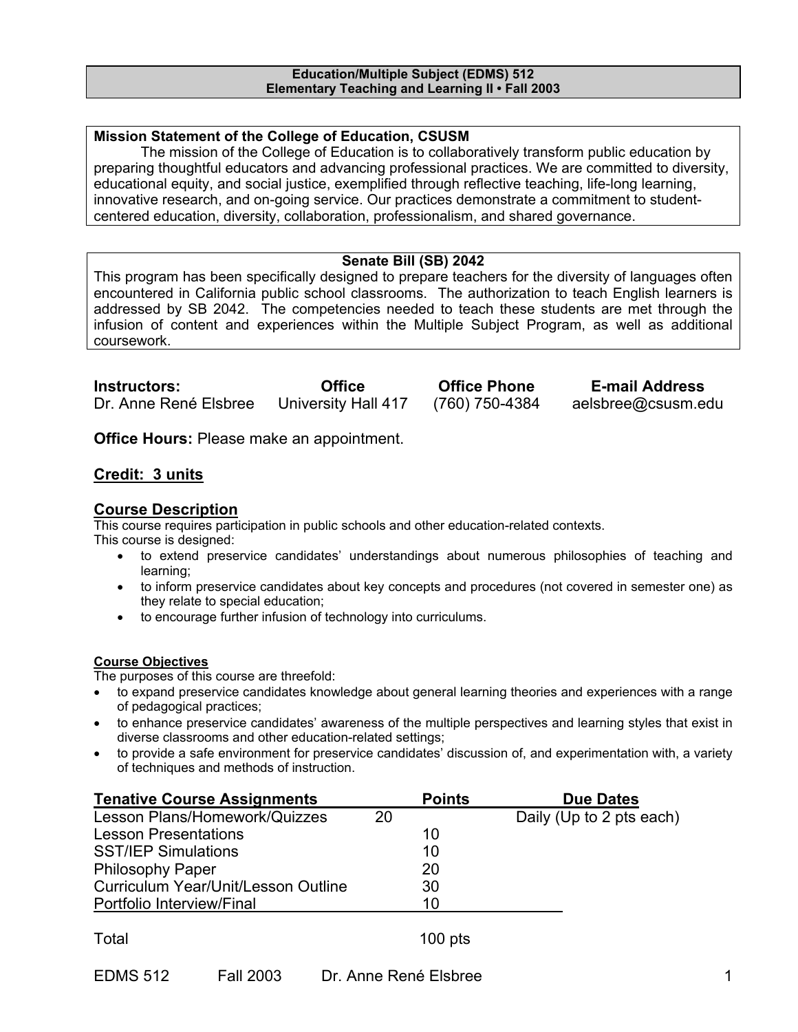**Education/Multiple Subject (EDMS) 512**
**Elementary Teaching and Learning II • Fall 2003**

**Mission Statement of the College of Education, CSUSM**

The mission of the College of Education is to collaboratively transform public education by preparing thoughtful educators and advancing professional practices. We are committed to diversity, educational equity, and social justice, exemplified through reflective teaching, life-long learning, innovative research, and on-going service. Our practices demonstrate a commitment to student-centered education, diversity, collaboration, professionalism, and shared governance.

**Senate Bill (SB) 2042**

This program has been specifically designed to prepare teachers for the diversity of languages often encountered in California public school classrooms. The authorization to teach English learners is addressed by SB 2042. The competencies needed to teach these students are met through the infusion of content and experiences within the Multiple Subject Program, as well as additional coursework.

| Instructors: | Office | Office Phone | E-mail Address |
|---|---|---|---|
| Dr. Anne René Elsbree | University Hall 417 | (760) 750-4384 | aelsbree@csusm.edu |

**Office Hours:** Please make an appointment.

## Credit: 3 units

## Course Description

This course requires participation in public schools and other education-related contexts.
This course is designed:

- to extend preservice candidates' understandings about numerous philosophies of teaching and learning;
- to inform preservice candidates about key concepts and procedures (not covered in semester one) as they relate to special education;
- to encourage further infusion of technology into curriculums.

### Course Objectives

The purposes of this course are threefold:

- to expand preservice candidates knowledge about general learning theories and experiences with a range of pedagogical practices;
- to enhance preservice candidates' awareness of the multiple perspectives and learning styles that exist in diverse classrooms and other education-related settings;
- to provide a safe environment for preservice candidates' discussion of, and experimentation with, a variety of techniques and methods of instruction.

| Tenative Course Assignments | Points | Due Dates |
|---|---|---|
| Lesson Plans/Homework/Quizzes | 20 | Daily (Up to 2 pts each) |
| Lesson Presentations | 10 | |
| SST/IEP Simulations | 10 | |
| Philosophy Paper | 20 | |
| Curriculum Year/Unit/Lesson Outline | 30 | |
| Portfolio Interview/Final | 10 | |
| Total | 100 pts | |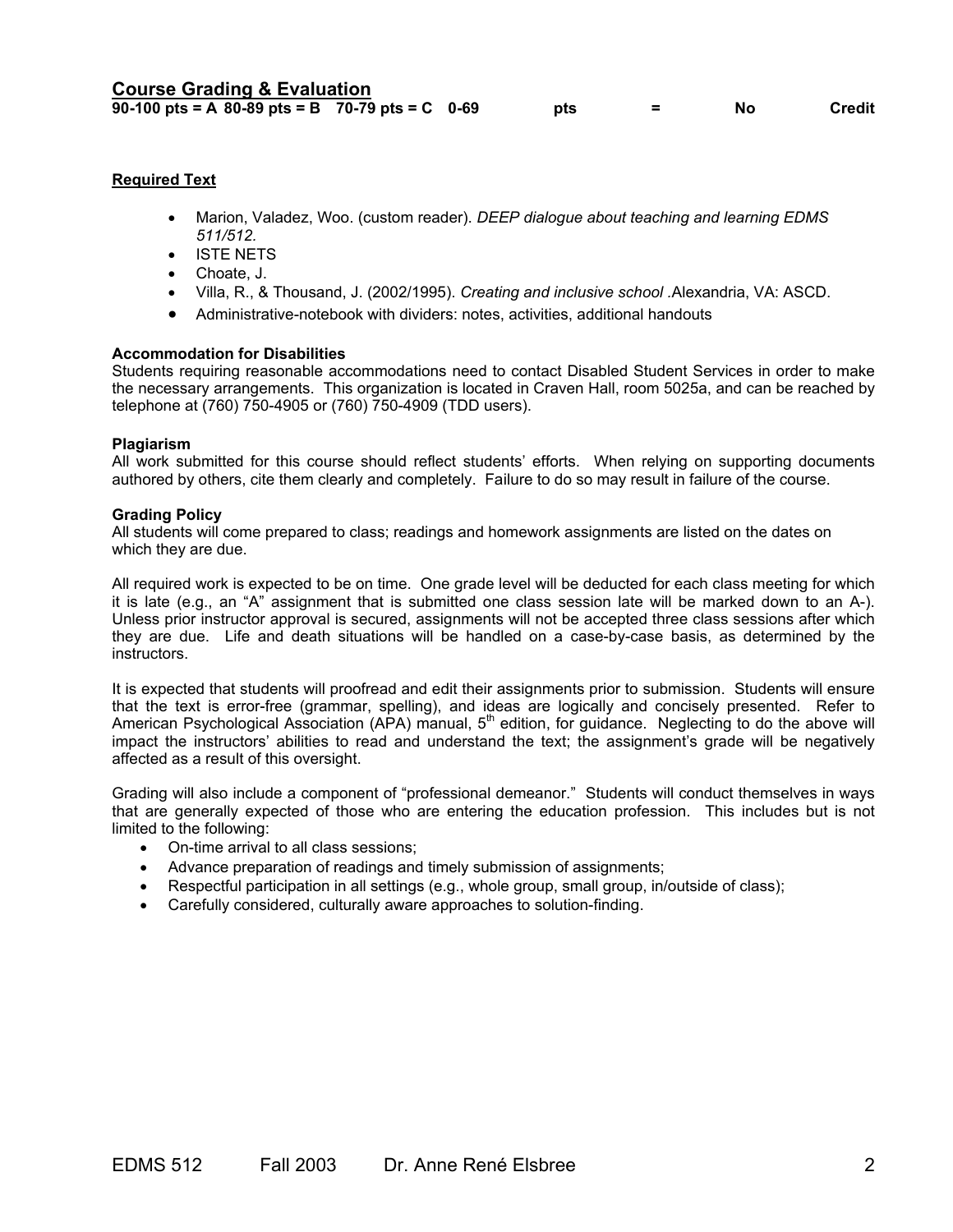## Course Grading & Evaluation

**90-100 pts = A 80-89 pts = B 70-79 pts = C 0-69 pts = No Credit**

**Required Text**

- Marion, Valadez, Woo. (custom reader). *DEEP dialogue about teaching and learning EDMS 511/512.*
- ISTE NETS
- Choate, J.
- Villa, R., & Thousand, J. (2002/1995). *Creating and inclusive school* .Alexandria, VA: ASCD.
- Administrative-notebook with dividers: notes, activities, additional handouts

**Accommodation for Disabilities**

Students requiring reasonable accommodations need to contact Disabled Student Services in order to make the necessary arrangements. This organization is located in Craven Hall, room 5025a, and can be reached by telephone at (760) 750-4905 or (760) 750-4909 (TDD users).

**Plagiarism**

All work submitted for this course should reflect students' efforts. When relying on supporting documents authored by others, cite them clearly and completely. Failure to do so may result in failure of the course.

**Grading Policy**

All students will come prepared to class; readings and homework assignments are listed on the dates on which they are due.

All required work is expected to be on time. One grade level will be deducted for each class meeting for which it is late (e.g., an "A" assignment that is submitted one class session late will be marked down to an A-). Unless prior instructor approval is secured, assignments will not be accepted three class sessions after which they are due. Life and death situations will be handled on a case-by-case basis, as determined by the instructors.

It is expected that students will proofread and edit their assignments prior to submission. Students will ensure that the text is error-free (grammar, spelling), and ideas are logically and concisely presented. Refer to American Psychological Association (APA) manual, 5th edition, for guidance. Neglecting to do the above will impact the instructors' abilities to read and understand the text; the assignment's grade will be negatively affected as a result of this oversight.

Grading will also include a component of "professional demeanor." Students will conduct themselves in ways that are generally expected of those who are entering the education profession. This includes but is not limited to the following:

- On-time arrival to all class sessions;
- Advance preparation of readings and timely submission of assignments;
- Respectful participation in all settings (e.g., whole group, small group, in/outside of class);
- Carefully considered, culturally aware approaches to solution-finding.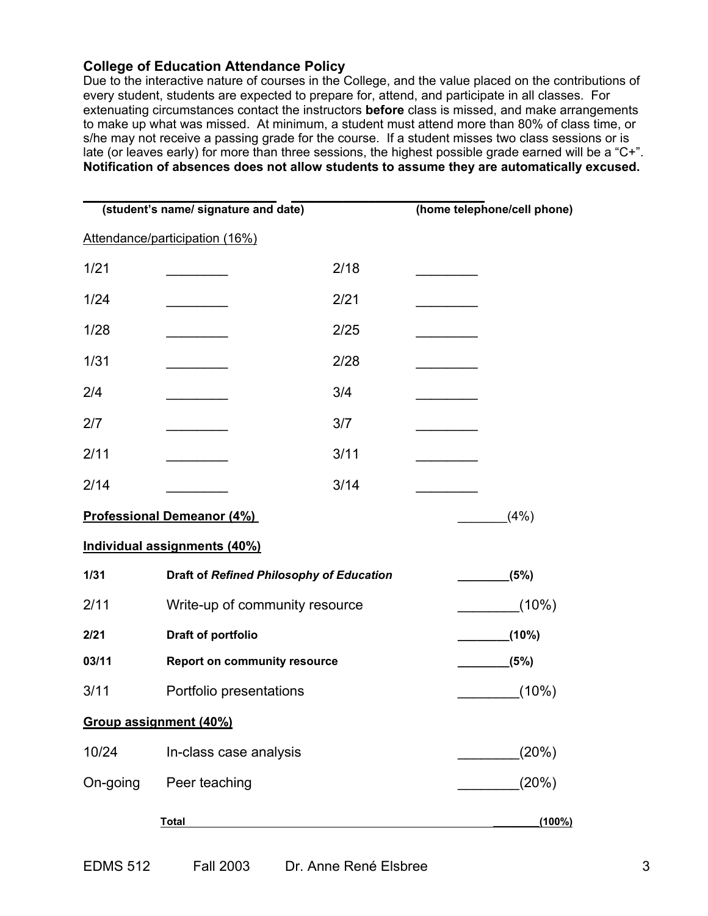### College of Education Attendance Policy

Due to the interactive nature of courses in the College, and the value placed on the contributions of every student, students are expected to prepare for, attend, and participate in all classes. For extenuating circumstances contact the instructors **before** class is missed, and make arrangements to make up what was missed. At minimum, a student must attend more than 80% of class time, or s/he may not receive a passing grade for the course. If a student misses two class sessions or is late (or leaves early) for more than three sessions, the highest possible grade earned will be a "C+". **Notification of absences does not allow students to assume they are automatically excused.**

\_\_\_\_\_\_\_\_\_\_\_\_\_\_\_\_\_\_\_\_\_\_\_\_\_\_\_\_ \_\_\_\_\_\_\_\_\_\_\_\_\_\_\_\_\_\_\_\_\_\_\_\_\_\_\_\_

**(student's name/ signature and date)** **(home telephone/cell phone)**

Attendance/participation (16%)

| | | | |
|---|---|---|---|
| 1/21 | ________ | 2/18 | ________ |
| 1/24 | ________ | 2/21 | ________ |
| 1/28 | ________ | 2/25 | ________ |
| 1/31 | ________ | 2/28 | ________ |
| 2/4 | ________ | 3/4 | ________ |
| 2/7 | ________ | 3/7 | ________ |
| 2/11 | ________ | 3/11 | ________ |
| 2/14 | ________ | 3/14 | ________ |

**Professional Demeanor (4%)** _______(4%)

**Individual assignments (40%)**

| | | |
|---|---|---|
| **1/31** | **Draft of *Refined Philosophy of Education*** | **________(5%)** |
| 2/11 | Write-up of community resource | ________(10%) |
| **2/21** | **Draft of portfolio** | **________(10%)** |
| **03/11** | **Report on community resource** | **________(5%)** |
| 3/11 | Portfolio presentations | ________(10%) |

**Group assignment (40%)**

| | | |
|---|---|---|
| 10/24 | In-class case analysis | ________(20%) |
| On-going | Peer teaching | ________(20%) |
| | **Total** | **________(100%)** |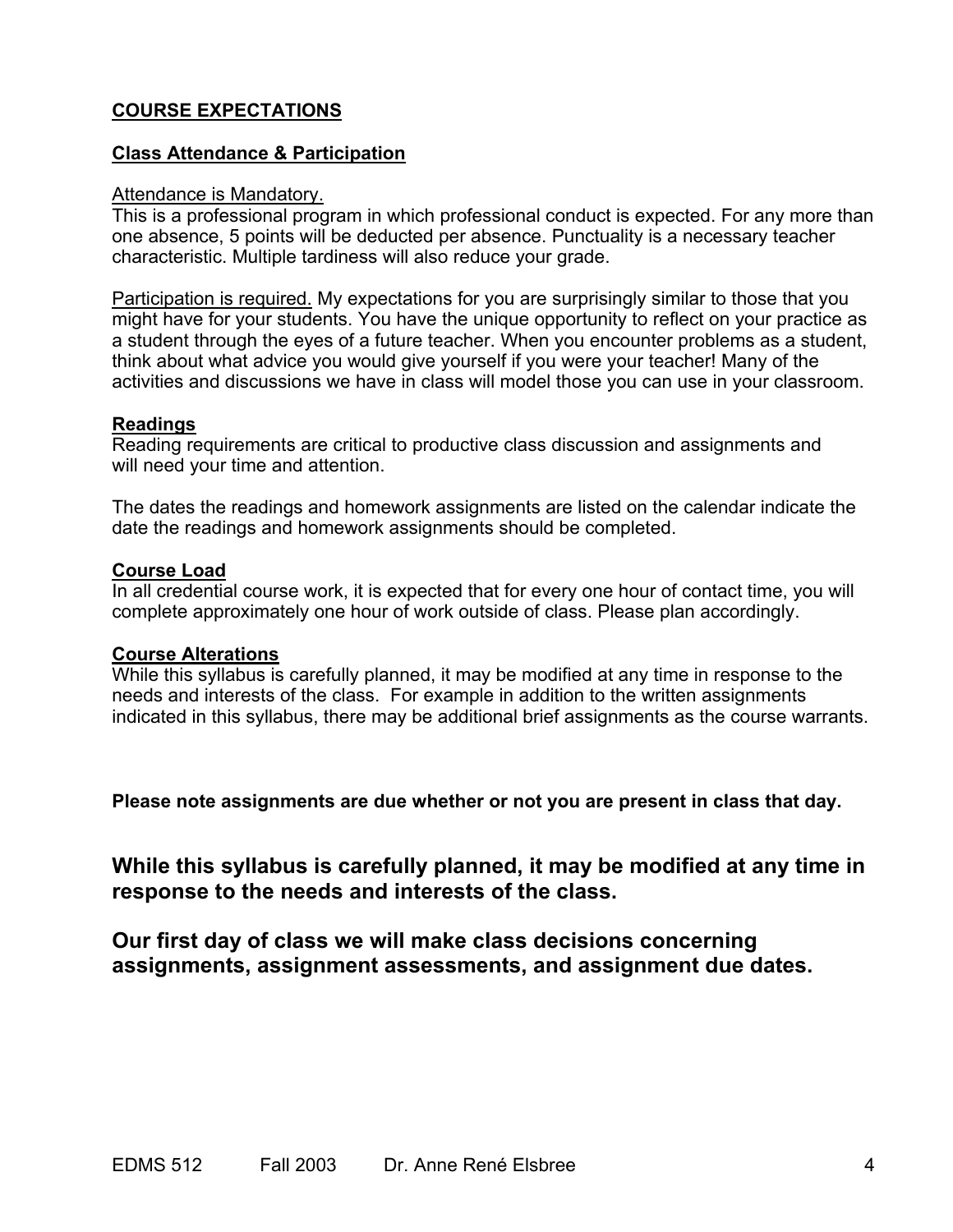## COURSE EXPECTATIONS

### Class Attendance & Participation

Attendance is Mandatory.
This is a professional program in which professional conduct is expected. For any more than one absence, 5 points will be deducted per absence. Punctuality is a necessary teacher characteristic. Multiple tardiness will also reduce your grade.

Participation is required. My expectations for you are surprisingly similar to those that you might have for your students. You have the unique opportunity to reflect on your practice as a student through the eyes of a future teacher. When you encounter problems as a student, think about what advice you would give yourself if you were your teacher! Many of the activities and discussions we have in class will model those you can use in your classroom.

### Readings

Reading requirements are critical to productive class discussion and assignments and will need your time and attention.

The dates the readings and homework assignments are listed on the calendar indicate the date the readings and homework assignments should be completed.

### Course Load

In all credential course work, it is expected that for every one hour of contact time, you will complete approximately one hour of work outside of class. Please plan accordingly.

### Course Alterations

While this syllabus is carefully planned, it may be modified at any time in response to the needs and interests of the class. For example in addition to the written assignments indicated in this syllabus, there may be additional brief assignments as the course warrants.

**Please note assignments are due whether or not you are present in class that day.**

**While this syllabus is carefully planned, it may be modified at any time in response to the needs and interests of the class.**

**Our first day of class we will make class decisions concerning assignments, assignment assessments, and assignment due dates.**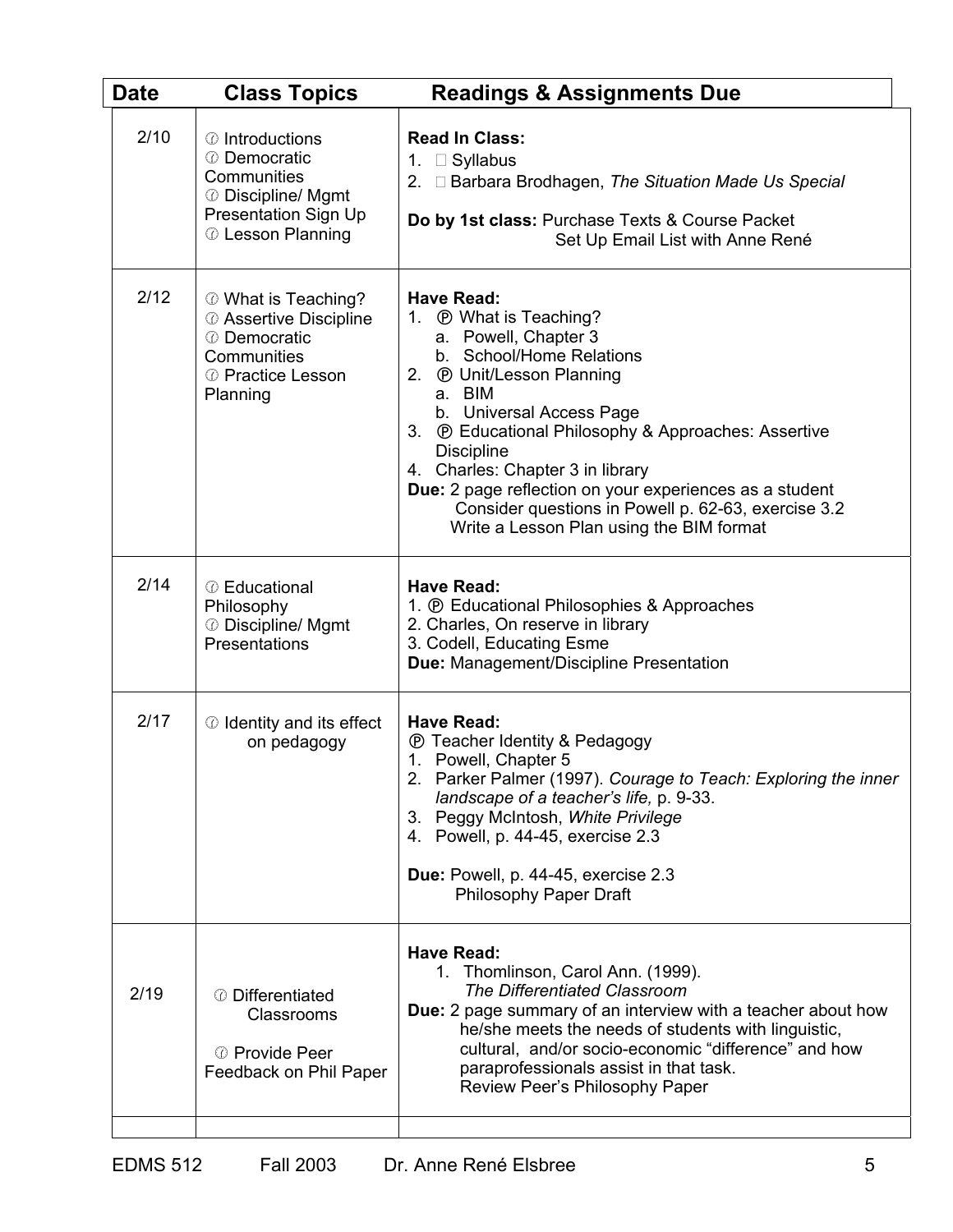| Date | Class Topics | Readings & Assignments Due |
|---|---|---|
| 2/10 | Introductions<br>Democratic Communities<br>Discipline/ Mgmt Presentation Sign Up<br>Lesson Planning | **Read In Class:**<br>1. Syllabus<br>2. Barbara Brodhagen, *The Situation Made Us Special*<br><br>**Do by 1st class:** Purchase Texts & Course Packet<br>Set Up Email List with Anne René |
| 2/12 | What is Teaching?<br>Assertive Discipline<br>Democratic Communities<br>Practice Lesson Planning | **Have Read:**<br>1. Ⓟ What is Teaching?<br>a. Powell, Chapter 3<br>b. School/Home Relations<br>2. Ⓟ Unit/Lesson Planning<br>a. BIM<br>b. Universal Access Page<br>3. Ⓟ Educational Philosophy & Approaches: Assertive Discipline<br>4. Charles: Chapter 3 in library<br>**Due:** 2 page reflection on your experiences as a student<br>Consider questions in Powell p. 62-63, exercise 3.2<br>Write a Lesson Plan using the BIM format |
| 2/14 | Educational Philosophy<br>Discipline/ Mgmt Presentations | **Have Read:**<br>1. Ⓟ Educational Philosophies & Approaches<br>2. Charles, On reserve in library<br>3. Codell, Educating Esme<br>**Due:** Management/Discipline Presentation |
| 2/17 | Identity and its effect on pedagogy | **Have Read:**<br>Ⓟ Teacher Identity & Pedagogy<br>1. Powell, Chapter 5<br>2. Parker Palmer (1997). *Courage to Teach: Exploring the inner landscape of a teacher's life,* p. 9-33.<br>3. Peggy McIntosh, *White Privilege*<br>4. Powell, p. 44-45, exercise 2.3<br><br>**Due:** Powell, p. 44-45, exercise 2.3<br>Philosophy Paper Draft |
| 2/19 | Differentiated Classrooms<br><br>Provide Peer Feedback on Phil Paper | **Have Read:**<br>1. Thomlinson, Carol Ann. (1999). *The Differentiated Classroom*<br>**Due:** 2 page summary of an interview with a teacher about how he/she meets the needs of students with linguistic, cultural, and/or socio-economic "difference" and how paraprofessionals assist in that task.<br>Review Peer's Philosophy Paper |
| | | |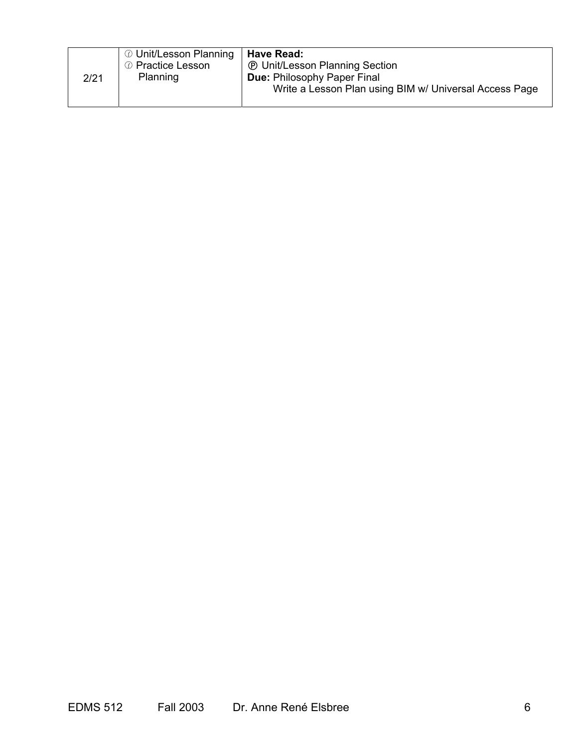| 2/21 | ✆ Unit/Lesson Planning<br>✆ Practice Lesson Planning | **Have Read:**<br>Ⓟ Unit/Lesson Planning Section<br>**Due:** Philosophy Paper Final<br>Write a Lesson Plan using BIM w/ Universal Access Page |
|---|---|---|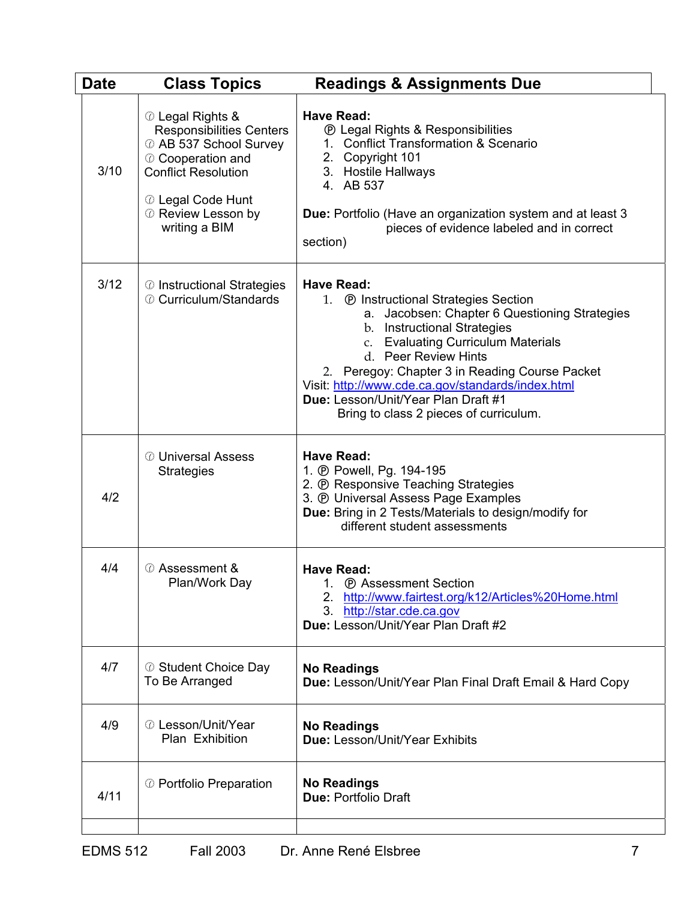| Date | Class Topics | Readings & Assignments Due |
|---|---|---|
| 3/10 | ⓘ Legal Rights & Responsibilities Centers<br>ⓘ AB 537 School Survey<br>ⓘ Cooperation and Conflict Resolution<br><br>ⓘ Legal Code Hunt<br>ⓘ Review Lesson by writing a BIM | **Have Read:**<br>Ⓟ Legal Rights & Responsibilities<br>1. Conflict Transformation & Scenario<br>2. Copyright 101<br>3. Hostile Hallways<br>4. AB 537<br><br>**Due:** Portfolio (Have an organization system and at least 3 pieces of evidence labeled and in correct section) |
| 3/12 | ⓘ Instructional Strategies<br>ⓘ Curriculum/Standards | **Have Read:**<br>1. Ⓟ Instructional Strategies Section<br>a. Jacobsen: Chapter 6 Questioning Strategies<br>b. Instructional Strategies<br>c. Evaluating Curriculum Materials<br>d. Peer Review Hints<br>2. Peregoy: Chapter 3 in Reading Course Packet<br>Visit: http://www.cde.ca.gov/standards/index.html<br>**Due:** Lesson/Unit/Year Plan Draft #1<br>Bring to class 2 pieces of curriculum. |
| 4/2 | ⓘ Universal Assess Strategies | **Have Read:**<br>1. Ⓟ Powell, Pg. 194-195<br>2. Ⓟ Responsive Teaching Strategies<br>3. Ⓟ Universal Assess Page Examples<br>**Due:** Bring in 2 Tests/Materials to design/modify for different student assessments |
| 4/4 | ⓘ Assessment & Plan/Work Day | **Have Read:**<br>1. Ⓟ Assessment Section<br>2. http://www.fairtest.org/k12/Articles%20Home.html<br>3. http://star.cde.ca.gov<br>**Due:** Lesson/Unit/Year Plan Draft #2 |
| 4/7 | ⓘ Student Choice Day To Be Arranged | **No Readings**<br>**Due:** Lesson/Unit/Year Plan Final Draft Email & Hard Copy |
| 4/9 | ⓘ Lesson/Unit/Year Plan Exhibition | **No Readings**<br>**Due:** Lesson/Unit/Year Exhibits |
| 4/11 | ⓘ Portfolio Preparation | **No Readings**<br>**Due:** Portfolio Draft |
| | | |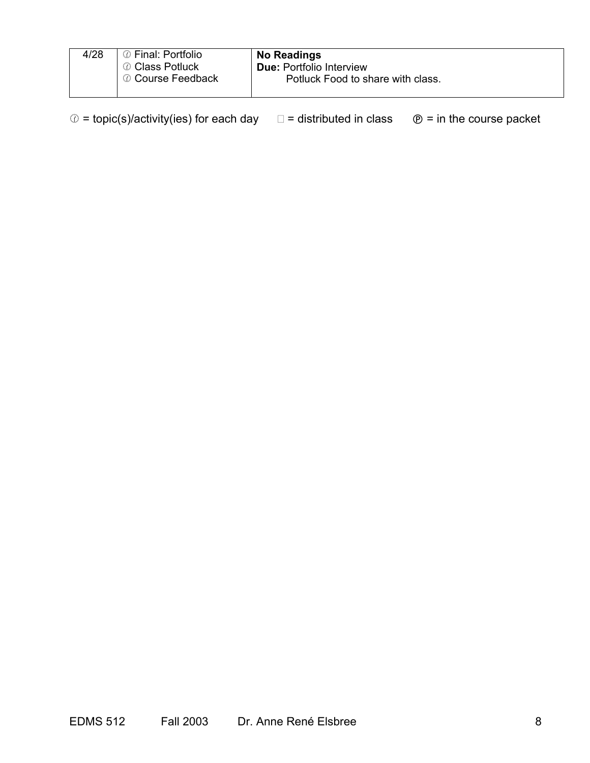| | | |
|---|---|---|
| 4/28 | ⓘ Final: Portfolio<br>ⓘ Class Potluck<br>ⓘ Course Feedback | **No Readings**<br>**Due:** Portfolio Interview<br>Potluck Food to share with class. |

ⓘ = topic(s)/activity(ies) for each day   □ = distributed in class   ℗ = in the course packet